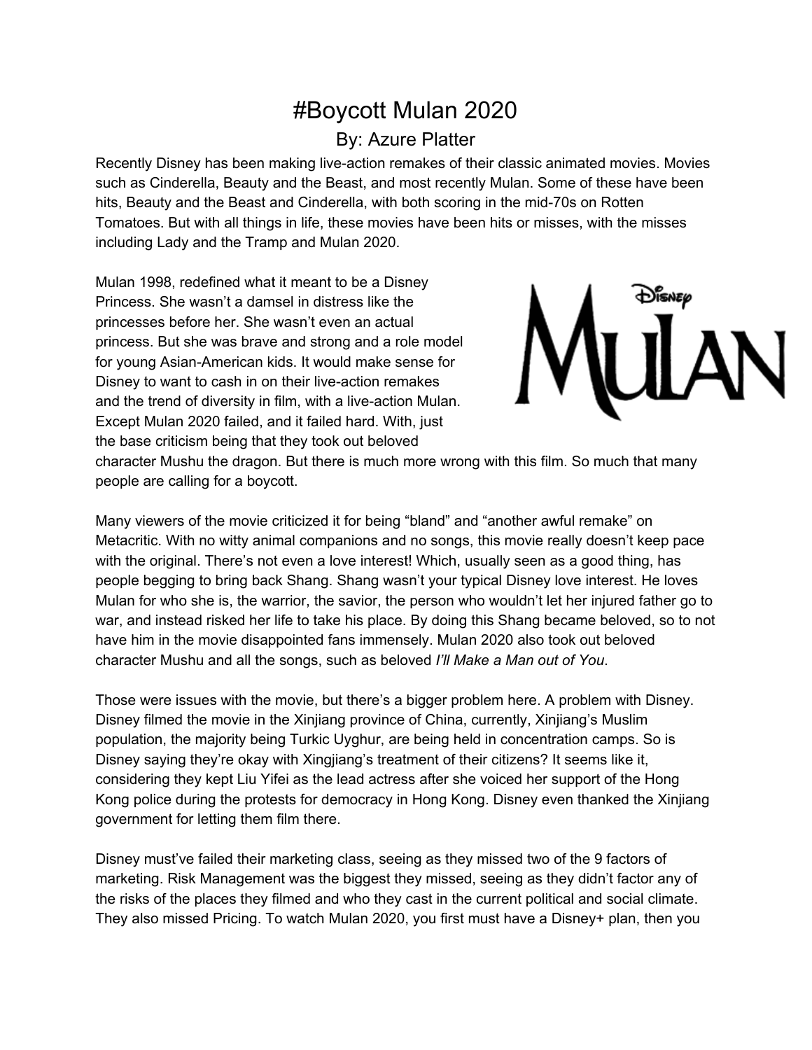# #Boycott Mulan 2020

By: Azure Platter

Recently Disney has been making live-action remakes of their classic animated movies. Movies such as Cinderella, Beauty and the Beast, and most recently Mulan. Some of these have been hits, Beauty and the Beast and Cinderella, with both scoring in the mid-70s on Rotten Tomatoes. But with all things in life, these movies have been hits or misses, with the misses including Lady and the Tramp and Mulan 2020.

Mulan 1998, redefined what it meant to be a Disney Princess. She wasn't a damsel in distress like the princesses before her. She wasn't even an actual princess. But she was brave and strong and a role model for young Asian-American kids. It would make sense for Disney to want to cash in on their live-action remakes and the trend of diversity in film, with a live-action Mulan. Except Mulan 2020 failed, and it failed hard. With, just the base criticism being that they took out beloved character Mushu the dragon. But there is much more wrong with this film. So much that many people are calling for a boycott.

Many viewers of the movie criticized it for being "bland" and "another awful remake" on Metacritic. With no witty animal companions and no songs, this movie really doesn't keep pace with the original. There's not even a love interest! Which, usually seen as a good thing, has people begging to bring back Shang. Shang wasn't your typical Disney love interest. He loves Mulan for who she is, the warrior, the savior, the person who wouldn't let her injured father go to war, and instead risked her life to take his place. By doing this Shang became beloved, so to not have him in the movie disappointed fans immensely. Mulan 2020 also took out beloved character Mushu and all the songs, such as beloved *I'll Make a Man out of You*.

Those were issues with the movie, but there's a bigger problem here. A problem with Disney. Disney filmed the movie in the Xinjiang province of China, currently, Xinjiang's Muslim population, the majority being Turkic Uyghur, are being held in concentration camps. So is Disney saying they're okay with Xingjiang's treatment of their citizens? It seems like it, considering they kept Liu Yifei as the lead actress after she voiced her support of the Hong Kong police during the protests for democracy in Hong Kong. Disney even thanked the Xinjiang government for letting them film there.

Disney must've failed their marketing class, seeing as they missed two of the 9 factors of marketing. Risk Management was the biggest they missed, seeing as they didn't factor any of the risks of the places they filmed and who they cast in the current political and social climate. They also missed Pricing. To watch Mulan 2020, you first must have a Disney+ plan, then you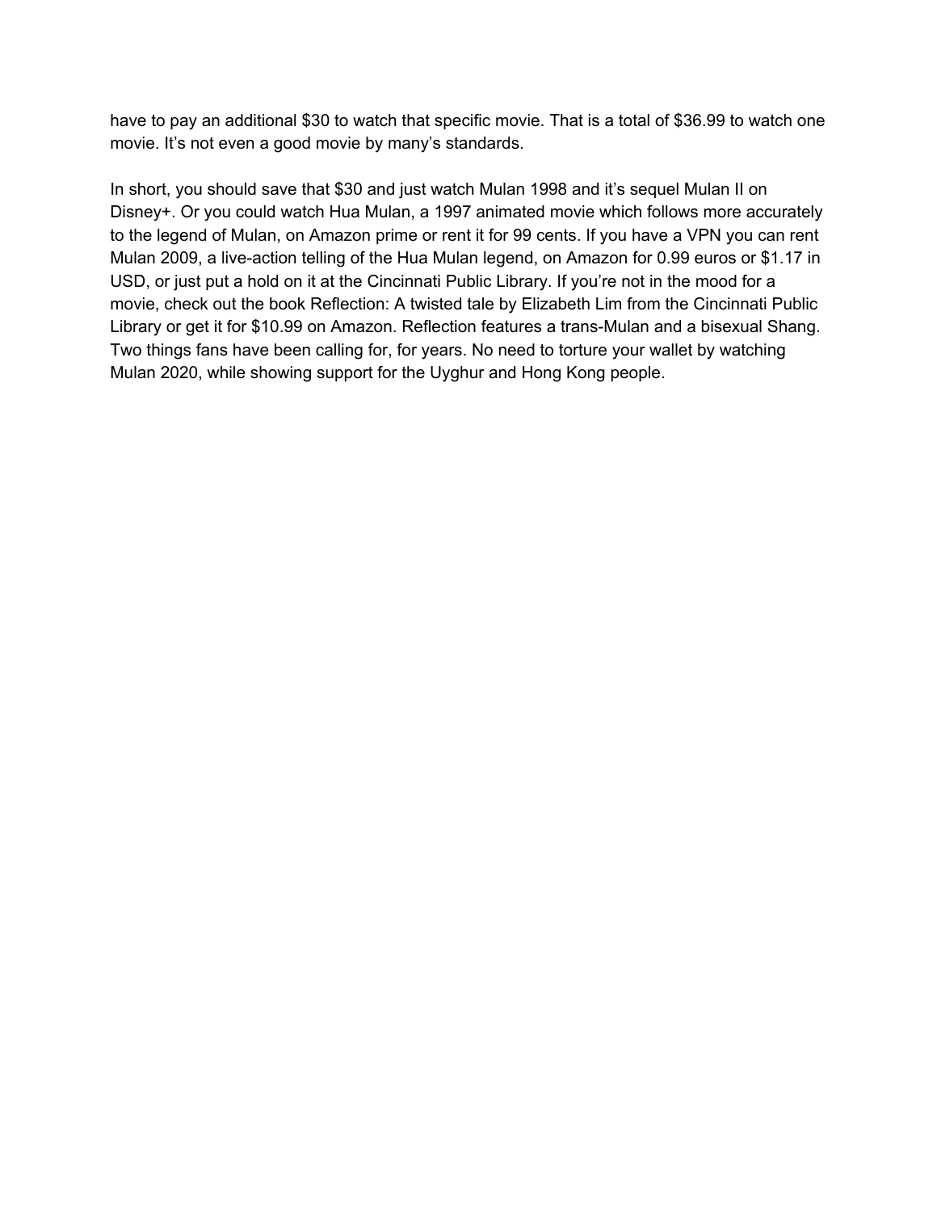have to pay an additional $30 to watch that specific movie. That is a total of $36.99 to watch one movie. It's not even a good movie by many's standards.

In short, you should save that $30 and just watch Mulan 1998 and it's sequel Mulan II on Disney+. Or you could watch Hua Mulan, a 1997 animated movie which follows more accurately to the legend of Mulan, on Amazon prime or rent it for 99 cents. If you have a VPN you can rent Mulan 2009, a live-action telling of the Hua Mulan legend, on Amazon for 0.99 euros or $1.17 in USD, or just put a hold on it at the Cincinnati Public Library. If you're not in the mood for a movie, check out the book Reflection: A twisted tale by Elizabeth Lim from the Cincinnati Public Library or get it for $10.99 on Amazon. Reflection features a trans-Mulan and a bisexual Shang. Two things fans have been calling for, for years. No need to torture your wallet by watching Mulan 2020, while showing support for the Uyghur and Hong Kong people.